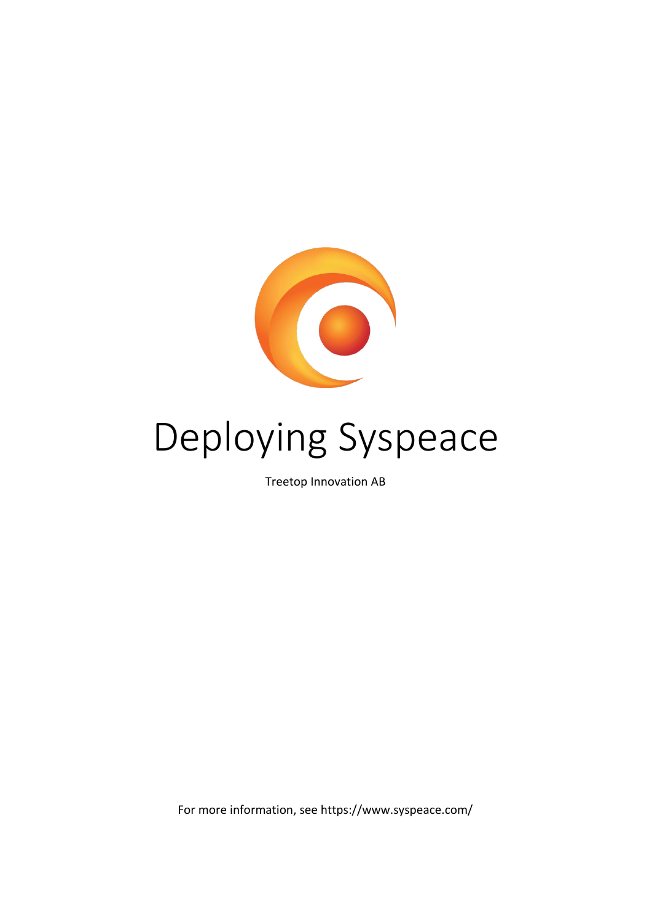# Deploying Syspeace

Treetop Innovation AB

For more information, see https://www.syspeace.com/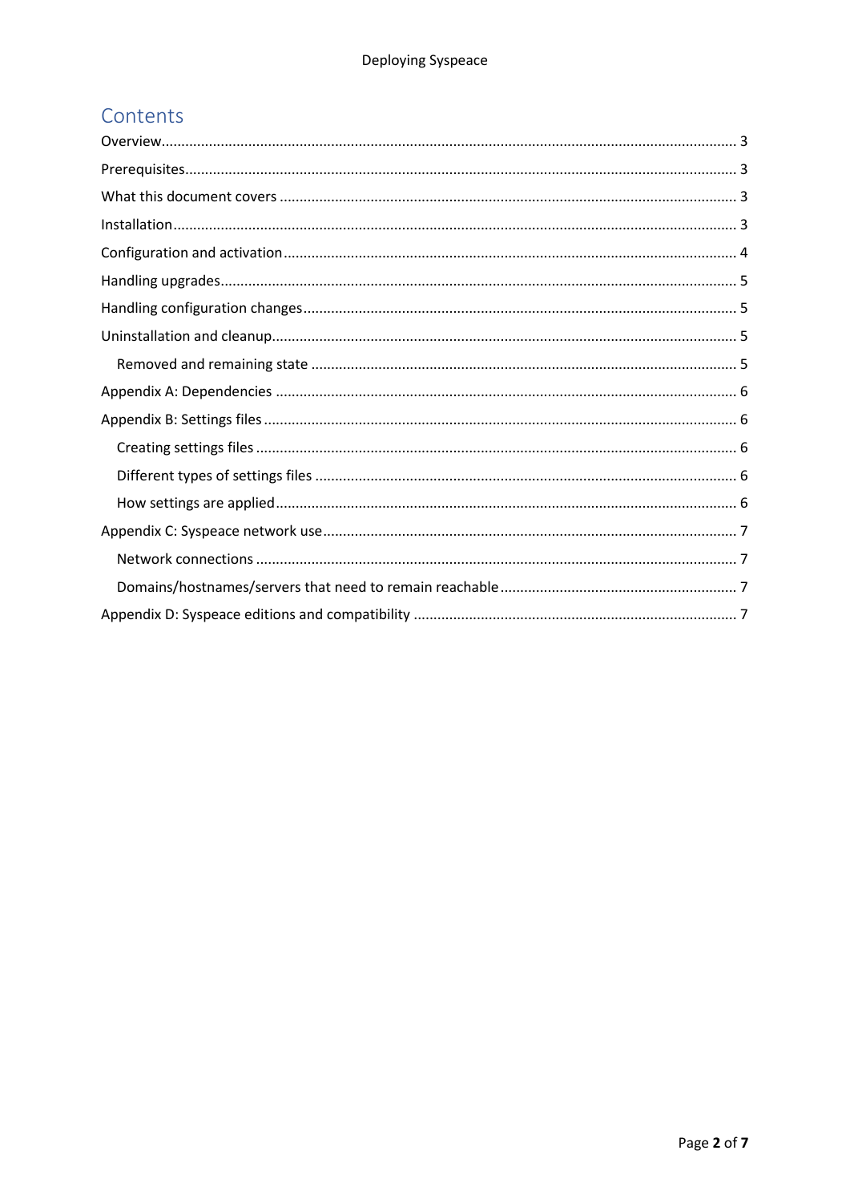# Contents

- Overview ... 3
- Prerequisites ... 3
- What this document covers ... 3
- Installation ... 3
- Configuration and activation ... 4
- Handling upgrades ... 5
- Handling configuration changes ... 5
- Uninstallation and cleanup ... 5
  - Removed and remaining state ... 5
- Appendix A: Dependencies ... 6
- Appendix B: Settings files ... 6
  - Creating settings files ... 6
  - Different types of settings files ... 6
  - How settings are applied ... 6
- Appendix C: Syspeace network use ... 7
  - Network connections ... 7
  - Domains/hostnames/servers that need to remain reachable ... 7
- Appendix D: Syspeace editions and compatibility ... 7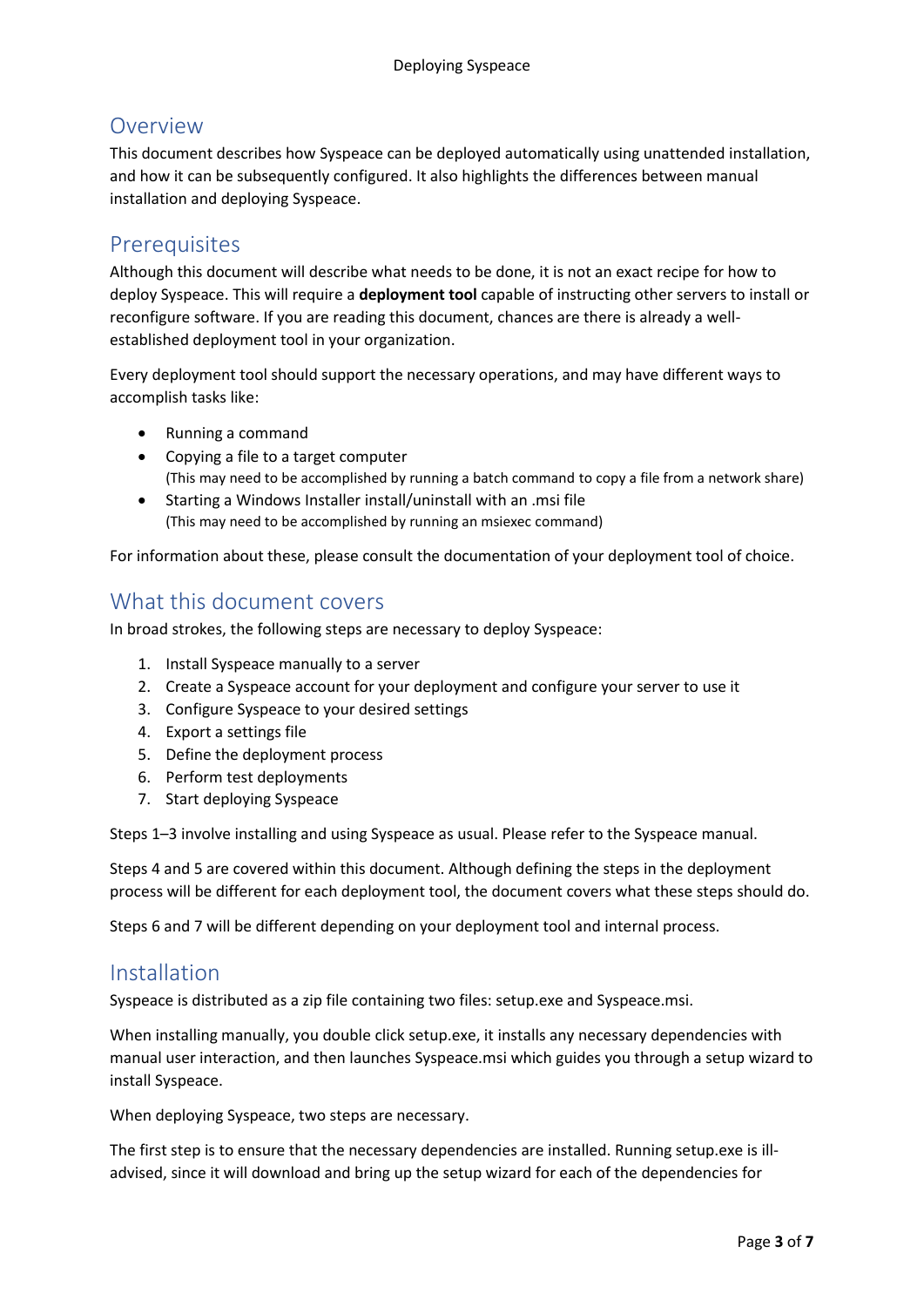## Overview

This document describes how Syspeace can be deployed automatically using unattended installation, and how it can be subsequently configured. It also highlights the differences between manual installation and deploying Syspeace.

## Prerequisites

Although this document will describe what needs to be done, it is not an exact recipe for how to deploy Syspeace. This will require a **deployment tool** capable of instructing other servers to install or reconfigure software. If you are reading this document, chances are there is already a well-established deployment tool in your organization.

Every deployment tool should support the necessary operations, and may have different ways to accomplish tasks like:

- Running a command
- Copying a file to a target computer
  (This may need to be accomplished by running a batch command to copy a file from a network share)
- Starting a Windows Installer install/uninstall with an .msi file
  (This may need to be accomplished by running an msiexec command)

For information about these, please consult the documentation of your deployment tool of choice.

## What this document covers

In broad strokes, the following steps are necessary to deploy Syspeace:

1. Install Syspeace manually to a server
2. Create a Syspeace account for your deployment and configure your server to use it
3. Configure Syspeace to your desired settings
4. Export a settings file
5. Define the deployment process
6. Perform test deployments
7. Start deploying Syspeace

Steps 1–3 involve installing and using Syspeace as usual. Please refer to the Syspeace manual.

Steps 4 and 5 are covered within this document. Although defining the steps in the deployment process will be different for each deployment tool, the document covers what these steps should do.

Steps 6 and 7 will be different depending on your deployment tool and internal process.

## Installation

Syspeace is distributed as a zip file containing two files: setup.exe and Syspeace.msi.

When installing manually, you double click setup.exe, it installs any necessary dependencies with manual user interaction, and then launches Syspeace.msi which guides you through a setup wizard to install Syspeace.

When deploying Syspeace, two steps are necessary.

The first step is to ensure that the necessary dependencies are installed. Running setup.exe is ill-advised, since it will download and bring up the setup wizard for each of the dependencies for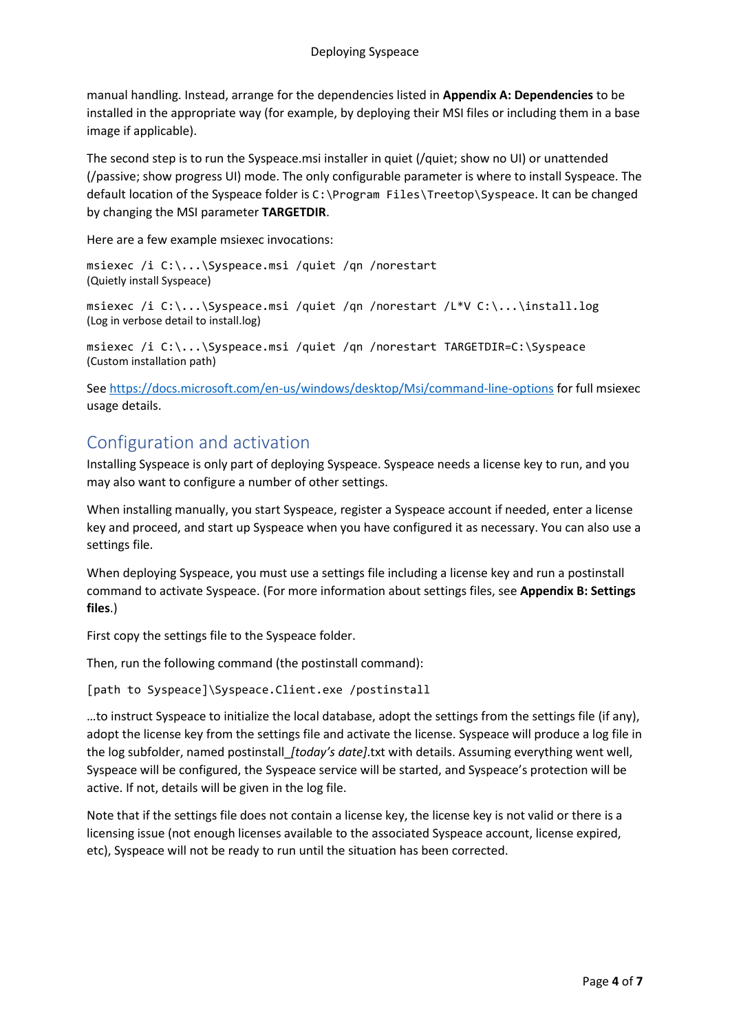manual handling. Instead, arrange for the dependencies listed in **Appendix A: Dependencies** to be installed in the appropriate way (for example, by deploying their MSI files or including them in a base image if applicable).

The second step is to run the Syspeace.msi installer in quiet (/quiet; show no UI) or unattended (/passive; show progress UI) mode. The only configurable parameter is where to install Syspeace. The default location of the Syspeace folder is `C:\Program Files\Treetop\Syspeace`. It can be changed by changing the MSI parameter **TARGETDIR**.

Here are a few example msiexec invocations:

```
msiexec /i C:\...\Syspeace.msi /quiet /qn /norestart
```

(Quietly install Syspeace)

```
msiexec /i C:\...\Syspeace.msi /quiet /qn /norestart /L*V C:\...\install.log
```

(Log in verbose detail to install.log)

```
msiexec /i C:\...\Syspeace.msi /quiet /qn /norestart TARGETDIR=C:\Syspeace
```

(Custom installation path)

See [https://docs.microsoft.com/en-us/windows/desktop/Msi/command-line-options](https://docs.microsoft.com/en-us/windows/desktop/Msi/command-line-options) for full msiexec usage details.

## Configuration and activation

Installing Syspeace is only part of deploying Syspeace. Syspeace needs a license key to run, and you may also want to configure a number of other settings.

When installing manually, you start Syspeace, register a Syspeace account if needed, enter a license key and proceed, and start up Syspeace when you have configured it as necessary. You can also use a settings file.

When deploying Syspeace, you must use a settings file including a license key and run a postinstall command to activate Syspeace. (For more information about settings files, see **Appendix B: Settings files**.)

First copy the settings file to the Syspeace folder.

Then, run the following command (the postinstall command):

```
[path to Syspeace]\Syspeace.Client.exe /postinstall
```

…to instruct Syspeace to initialize the local database, adopt the settings from the settings file (if any), adopt the license key from the settings file and activate the license. Syspeace will produce a log file in the log subfolder, named postinstall_*[today's date]*.txt with details. Assuming everything went well, Syspeace will be configured, the Syspeace service will be started, and Syspeace's protection will be active. If not, details will be given in the log file.

Note that if the settings file does not contain a license key, the license key is not valid or there is a licensing issue (not enough licenses available to the associated Syspeace account, license expired, etc), Syspeace will not be ready to run until the situation has been corrected.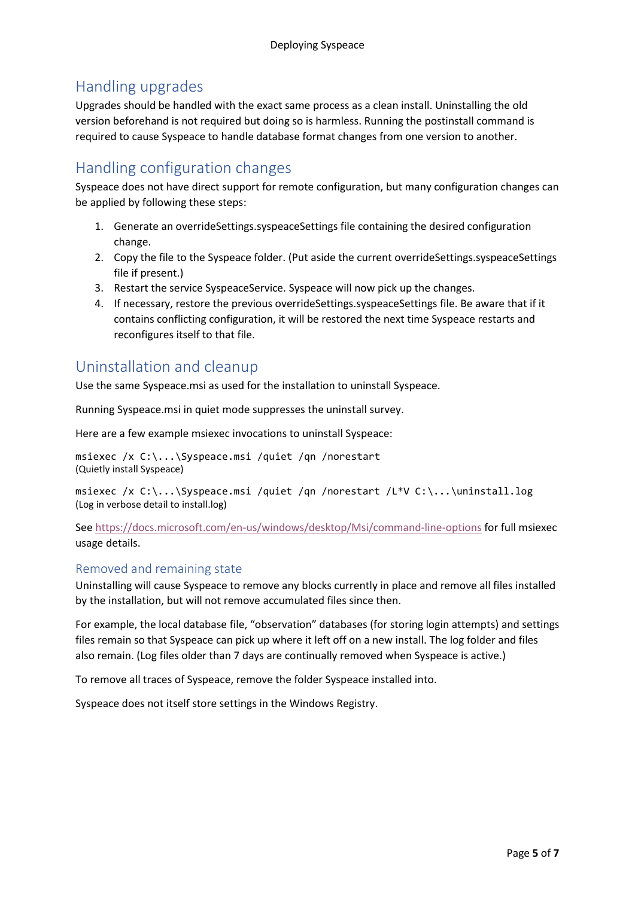## Handling upgrades

Upgrades should be handled with the exact same process as a clean install. Uninstalling the old version beforehand is not required but doing so is harmless. Running the postinstall command is required to cause Syspeace to handle database format changes from one version to another.

## Handling configuration changes

Syspeace does not have direct support for remote configuration, but many configuration changes can be applied by following these steps:

1. Generate an overrideSettings.syspeaceSettings file containing the desired configuration change.
2. Copy the file to the Syspeace folder. (Put aside the current overrideSettings.syspeaceSettings file if present.)
3. Restart the service SyspeaceService. Syspeace will now pick up the changes.
4. If necessary, restore the previous overrideSettings.syspeaceSettings file. Be aware that if it contains conflicting configuration, it will be restored the next time Syspeace restarts and reconfigures itself to that file.

## Uninstallation and cleanup

Use the same Syspeace.msi as used for the installation to uninstall Syspeace.

Running Syspeace.msi in quiet mode suppresses the uninstall survey.

Here are a few example msiexec invocations to uninstall Syspeace:

```
msiexec /x C:\...\Syspeace.msi /quiet /qn /norestart
```
(Quietly install Syspeace)

```
msiexec /x C:\...\Syspeace.msi /quiet /qn /norestart /L*V C:\...\uninstall.log
```
(Log in verbose detail to install.log)

See https://docs.microsoft.com/en-us/windows/desktop/Msi/command-line-options for full msiexec usage details.

### Removed and remaining state

Uninstalling will cause Syspeace to remove any blocks currently in place and remove all files installed by the installation, but will not remove accumulated files since then.

For example, the local database file, "observation" databases (for storing login attempts) and settings files remain so that Syspeace can pick up where it left off on a new install. The log folder and files also remain. (Log files older than 7 days are continually removed when Syspeace is active.)

To remove all traces of Syspeace, remove the folder Syspeace installed into.

Syspeace does not itself store settings in the Windows Registry.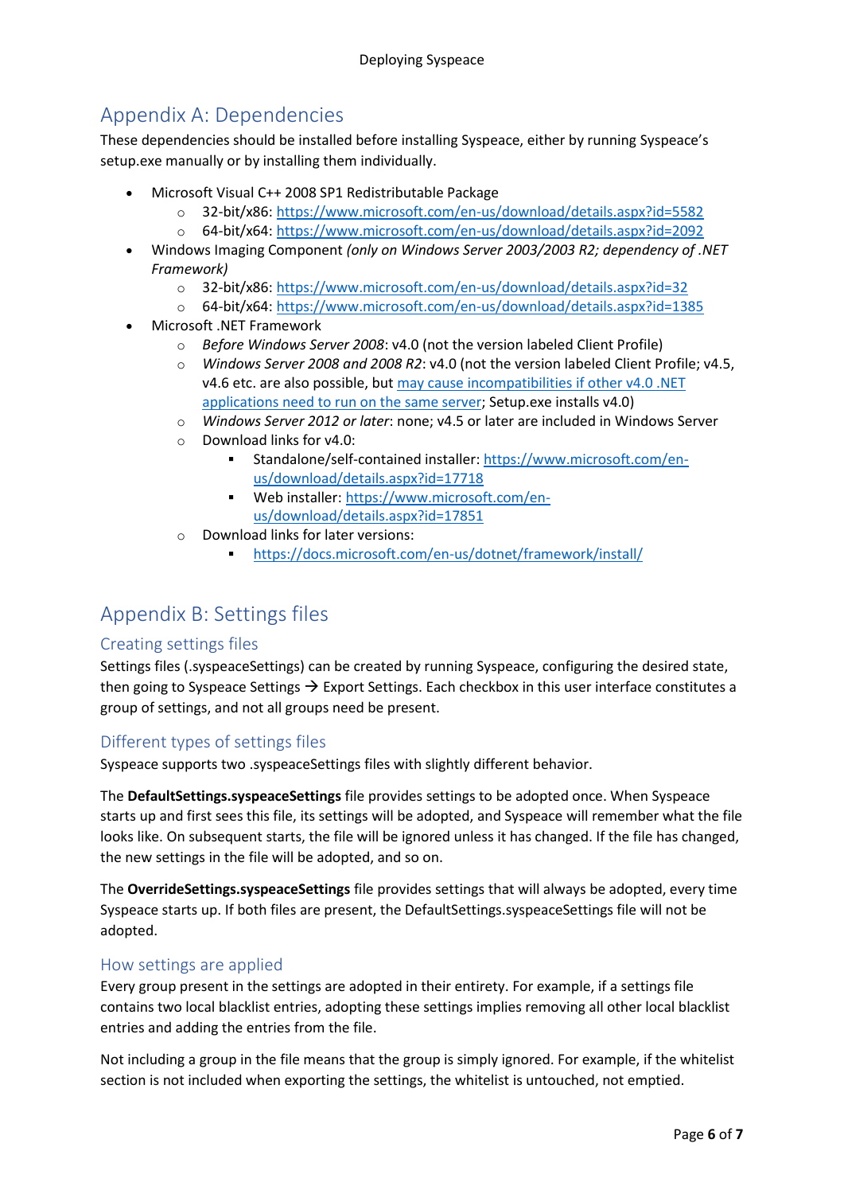# Appendix A: Dependencies

These dependencies should be installed before installing Syspeace, either by running Syspeace's setup.exe manually or by installing them individually.

- Microsoft Visual C++ 2008 SP1 Redistributable Package
  - 32-bit/x86: [https://www.microsoft.com/en-us/download/details.aspx?id=5582](https://www.microsoft.com/en-us/download/details.aspx?id=5582)
  - 64-bit/x64: [https://www.microsoft.com/en-us/download/details.aspx?id=2092](https://www.microsoft.com/en-us/download/details.aspx?id=2092)
- Windows Imaging Component *(only on Windows Server 2003/2003 R2; dependency of .NET Framework)*
  - 32-bit/x86: [https://www.microsoft.com/en-us/download/details.aspx?id=32](https://www.microsoft.com/en-us/download/details.aspx?id=32)
  - 64-bit/x64: [https://www.microsoft.com/en-us/download/details.aspx?id=1385](https://www.microsoft.com/en-us/download/details.aspx?id=1385)
- Microsoft .NET Framework
  - *Before Windows Server 2008*: v4.0 (not the version labeled Client Profile)
  - *Windows Server 2008 and 2008 R2*: v4.0 (not the version labeled Client Profile; v4.5, v4.6 etc. are also possible, but may cause incompatibilities if other v4.0 .NET applications need to run on the same server; Setup.exe installs v4.0)
  - *Windows Server 2012 or later*: none; v4.5 or later are included in Windows Server
  - Download links for v4.0:
    - Standalone/self-contained installer: [https://www.microsoft.com/en-us/download/details.aspx?id=17718](https://www.microsoft.com/en-us/download/details.aspx?id=17718)
    - Web installer: [https://www.microsoft.com/en-us/download/details.aspx?id=17851](https://www.microsoft.com/en-us/download/details.aspx?id=17851)
  - Download links for later versions:
    - [https://docs.microsoft.com/en-us/dotnet/framework/install/](https://docs.microsoft.com/en-us/dotnet/framework/install/)

# Appendix B: Settings files

## Creating settings files

Settings files (.syspeaceSettings) can be created by running Syspeace, configuring the desired state, then going to Syspeace Settings → Export Settings. Each checkbox in this user interface constitutes a group of settings, and not all groups need be present.

## Different types of settings files

Syspeace supports two .syspeaceSettings files with slightly different behavior.

The **DefaultSettings.syspeaceSettings** file provides settings to be adopted once. When Syspeace starts up and first sees this file, its settings will be adopted, and Syspeace will remember what the file looks like. On subsequent starts, the file will be ignored unless it has changed. If the file has changed, the new settings in the file will be adopted, and so on.

The **OverrideSettings.syspeaceSettings** file provides settings that will always be adopted, every time Syspeace starts up. If both files are present, the DefaultSettings.syspeaceSettings file will not be adopted.

## How settings are applied

Every group present in the settings are adopted in their entirety. For example, if a settings file contains two local blacklist entries, adopting these settings implies removing all other local blacklist entries and adding the entries from the file.

Not including a group in the file means that the group is simply ignored. For example, if the whitelist section is not included when exporting the settings, the whitelist is untouched, not emptied.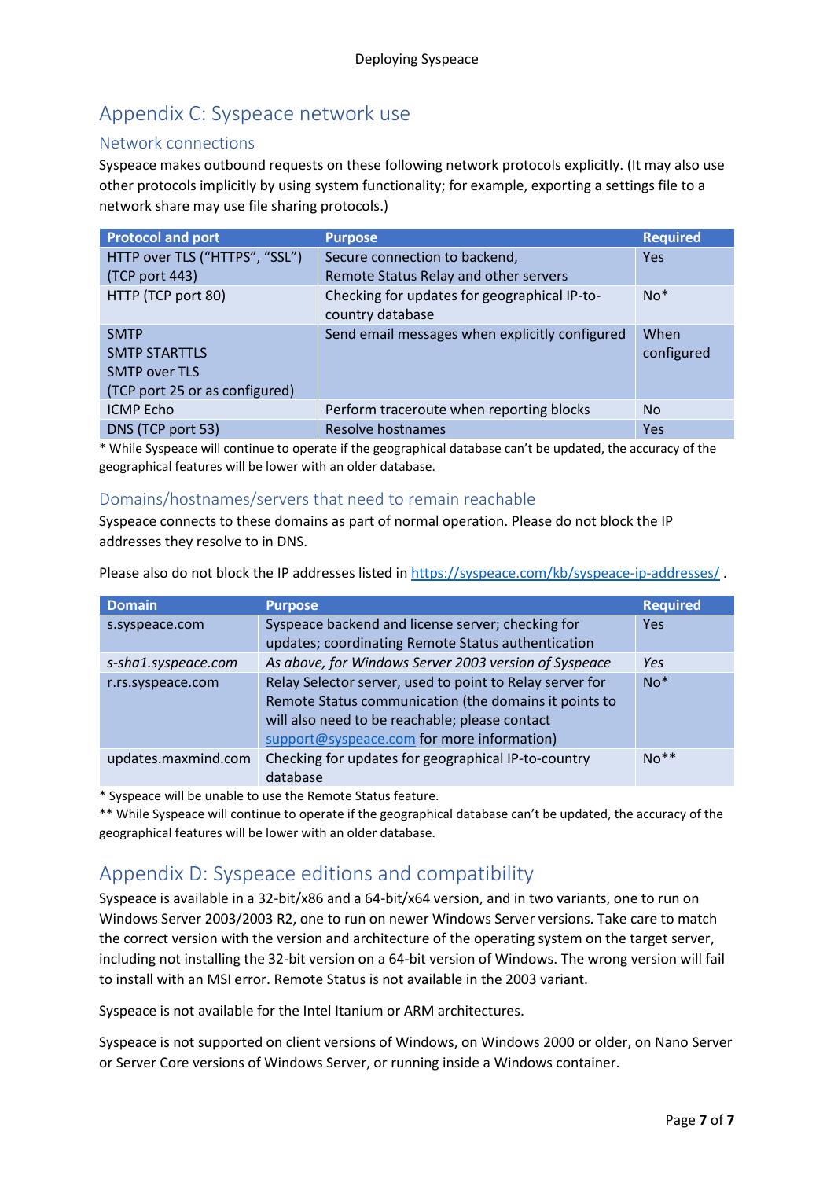# Appendix C: Syspeace network use

## Network connections

Syspeace makes outbound requests on these following network protocols explicitly. (It may also use other protocols implicitly by using system functionality; for example, exporting a settings file to a network share may use file sharing protocols.)

| Protocol and port | Purpose | Required |
|---|---|---|
| HTTP over TLS ("HTTPS", "SSL") (TCP port 443) | Secure connection to backend, Remote Status Relay and other servers | Yes |
| HTTP (TCP port 80) | Checking for updates for geographical IP-to-country database | No* |
| SMTP<br>SMTP STARTTLS<br>SMTP over TLS<br>(TCP port 25 or as configured) | Send email messages when explicitly configured | When configured |
| ICMP Echo | Perform traceroute when reporting blocks | No |
| DNS (TCP port 53) | Resolve hostnames | Yes |

* While Syspeace will continue to operate if the geographical database can't be updated, the accuracy of the geographical features will be lower with an older database.

## Domains/hostnames/servers that need to remain reachable

Syspeace connects to these domains as part of normal operation. Please do not block the IP addresses they resolve to in DNS.

Please also do not block the IP addresses listed in https://syspeace.com/kb/syspeace-ip-addresses/ .

| Domain | Purpose | Required |
|---|---|---|
| s.syspeace.com | Syspeace backend and license server; checking for updates; coordinating Remote Status authentication | Yes |
| *s-sha1.syspeace.com* | *As above, for Windows Server 2003 version of Syspeace* | *Yes* |
| r.rs.syspeace.com | Relay Selector server, used to point to Relay server for Remote Status communication (the domains it points to will also need to be reachable; please contact support@syspeace.com for more information) | No* |
| updates.maxmind.com | Checking for updates for geographical IP-to-country database | No** |

* Syspeace will be unable to use the Remote Status feature.

** While Syspeace will continue to operate if the geographical database can't be updated, the accuracy of the geographical features will be lower with an older database.

# Appendix D: Syspeace editions and compatibility

Syspeace is available in a 32-bit/x86 and a 64-bit/x64 version, and in two variants, one to run on Windows Server 2003/2003 R2, one to run on newer Windows Server versions. Take care to match the correct version with the version and architecture of the operating system on the target server, including not installing the 32-bit version on a 64-bit version of Windows. The wrong version will fail to install with an MSI error. Remote Status is not available in the 2003 variant.

Syspeace is not available for the Intel Itanium or ARM architectures.

Syspeace is not supported on client versions of Windows, on Windows 2000 or older, on Nano Server or Server Core versions of Windows Server, or running inside a Windows container.